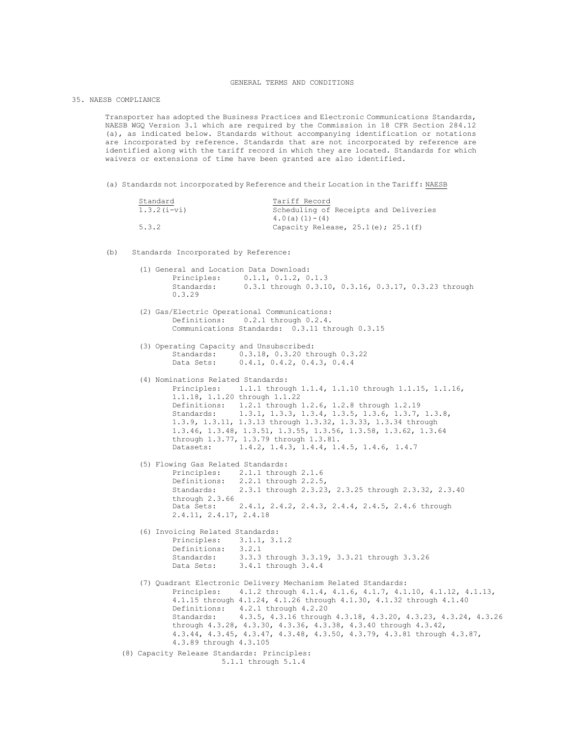GENERAL TERMS AND CONDITIONS

## 35. NAESB COMPLIANCE

Transporter has adopted the Business Practices and Electronic Communications Standards, NAESB WGQ Version 3.1 which are required by the Commission in 18 CFR Section 284.12 (a), as indicated below. Standards without accompanying identification or notations are incorporated by reference. Standards that are not incorporated by reference are identified along with the tariff record in which they are located. Standards for which waivers or extensions of time have been granted are also identified.

(a) Standards not incorporated by Reference and their Location in the Tariff: NAESB

| Standard | Tariff Record |
|---|---|
| 1.3.2(i-vi) | Scheduling of Receipts and Deliveries 4.0(a)(1)-(4) |
| 5.3.2 | Capacity Release, 25.1(e); 25.1(f) |

(b) Standards Incorporated by Reference:

(1) General and Location Data Download:
- Principles: 0.1.1, 0.1.2, 0.1.3
- Standards: 0.3.1 through 0.3.10, 0.3.16, 0.3.17, 0.3.23 through 0.3.29

(2) Gas/Electric Operational Communications:
- Definitions: 0.2.1 through 0.2.4.
- Communications Standards: 0.3.11 through 0.3.15

(3) Operating Capacity and Unsubscribed:
- Standards: 0.3.18, 0.3.20 through 0.3.22
- Data Sets: 0.4.1, 0.4.2, 0.4.3, 0.4.4

(4) Nominations Related Standards:
- Principles: 1.1.1 through 1.1.4, 1.1.10 through 1.1.15, 1.1.16, 1.1.18, 1.1.20 through 1.1.22
- Definitions: 1.2.1 through 1.2.6, 1.2.8 through 1.2.19
- Standards: 1.3.1, 1.3.3, 1.3.4, 1.3.5, 1.3.6, 1.3.7, 1.3.8, 1.3.9, 1.3.11, 1.3.13 through 1.3.32, 1.3.33, 1.3.34 through 1.3.46, 1.3.48, 1.3.51, 1.3.55, 1.3.56, 1.3.58, 1.3.62, 1.3.64 through 1.3.77, 1.3.79 through 1.3.81.
- Datasets: 1.4.2, 1.4.3, 1.4.4, 1.4.5, 1.4.6, 1.4.7

(5) Flowing Gas Related Standards:
- Principles: 2.1.1 through 2.1.6
- Definitions: 2.2.1 through 2.2.5,
- Standards: 2.3.1 through 2.3.23, 2.3.25 through 2.3.32, 2.3.40 through 2.3.66
- Data Sets: 2.4.1, 2.4.2, 2.4.3, 2.4.4, 2.4.5, 2.4.6 through 2.4.11, 2.4.17, 2.4.18

(6) Invoicing Related Standards:
- Principles: 3.1.1, 3.1.2
- Definitions: 3.2.1
- Standards: 3.3.3 through 3.3.19, 3.3.21 through 3.3.26
- Data Sets: 3.4.1 through 3.4.4

(7) Quadrant Electronic Delivery Mechanism Related Standards:
- Principles: 4.1.2 through 4.1.4, 4.1.6, 4.1.7, 4.1.10, 4.1.12, 4.1.13, 4.1.15 through 4.1.24, 4.1.26 through 4.1.30, 4.1.32 through 4.1.40
- Definitions: 4.2.1 through 4.2.20
- Standards: 4.3.5, 4.3.16 through 4.3.18, 4.3.20, 4.3.23, 4.3.24, 4.3.26 through 4.3.28, 4.3.30, 4.3.36, 4.3.38, 4.3.40 through 4.3.42, 4.3.44, 4.3.45, 4.3.47, 4.3.48, 4.3.50, 4.3.79, 4.3.81 through 4.3.87, 4.3.89 through 4.3.105

(8) Capacity Release Standards: Principles:
5.1.1 through 5.1.4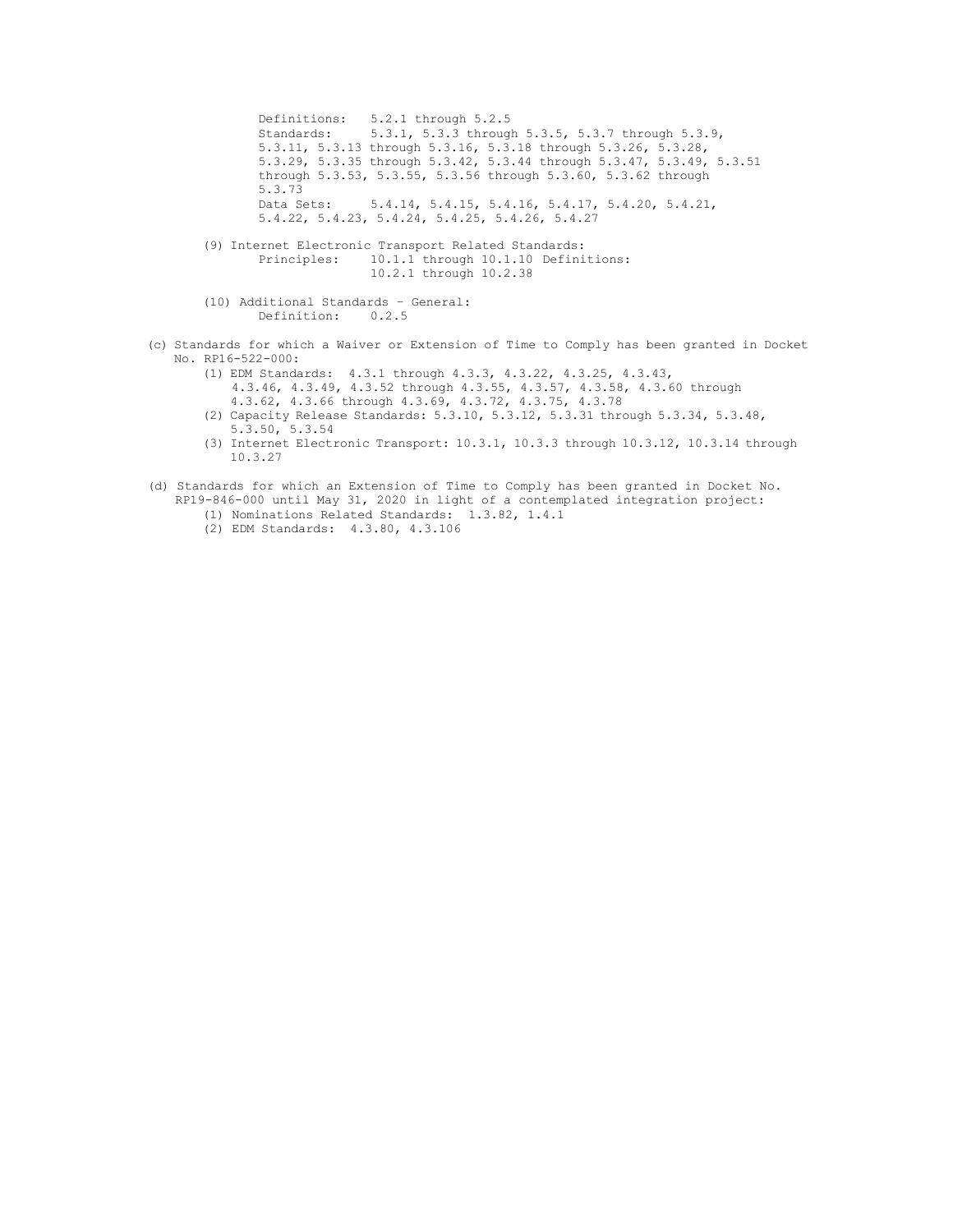Definitions: 5.2.1 through 5.2.5

Standards: 5.3.1, 5.3.3 through 5.3.5, 5.3.7 through 5.3.9, 5.3.11, 5.3.13 through 5.3.16, 5.3.18 through 5.3.26, 5.3.28, 5.3.29, 5.3.35 through 5.3.42, 5.3.44 through 5.3.47, 5.3.49, 5.3.51 through 5.3.53, 5.3.55, 5.3.56 through 5.3.60, 5.3.62 through 5.3.73

Data Sets: 5.4.14, 5.4.15, 5.4.16, 5.4.17, 5.4.20, 5.4.21, 5.4.22, 5.4.23, 5.4.24, 5.4.25, 5.4.26, 5.4.27

(9) Internet Electronic Transport Related Standards:

Principles: 10.1.1 through 10.1.10 Definitions: 10.2.1 through 10.2.38

(10) Additional Standards – General:

Definition: 0.2.5

(c) Standards for which a Waiver or Extension of Time to Comply has been granted in Docket No. RP16-522-000:

(1) EDM Standards: 4.3.1 through 4.3.3, 4.3.22, 4.3.25, 4.3.43, 4.3.46, 4.3.49, 4.3.52 through 4.3.55, 4.3.57, 4.3.58, 4.3.60 through 4.3.62, 4.3.66 through 4.3.69, 4.3.72, 4.3.75, 4.3.78

(2) Capacity Release Standards: 5.3.10, 5.3.12, 5.3.31 through 5.3.34, 5.3.48, 5.3.50, 5.3.54

(3) Internet Electronic Transport: 10.3.1, 10.3.3 through 10.3.12, 10.3.14 through 10.3.27

(d) Standards for which an Extension of Time to Comply has been granted in Docket No. RP19-846-000 until May 31, 2020 in light of a contemplated integration project:

(1) Nominations Related Standards: 1.3.82, 1.4.1

(2) EDM Standards: 4.3.80, 4.3.106